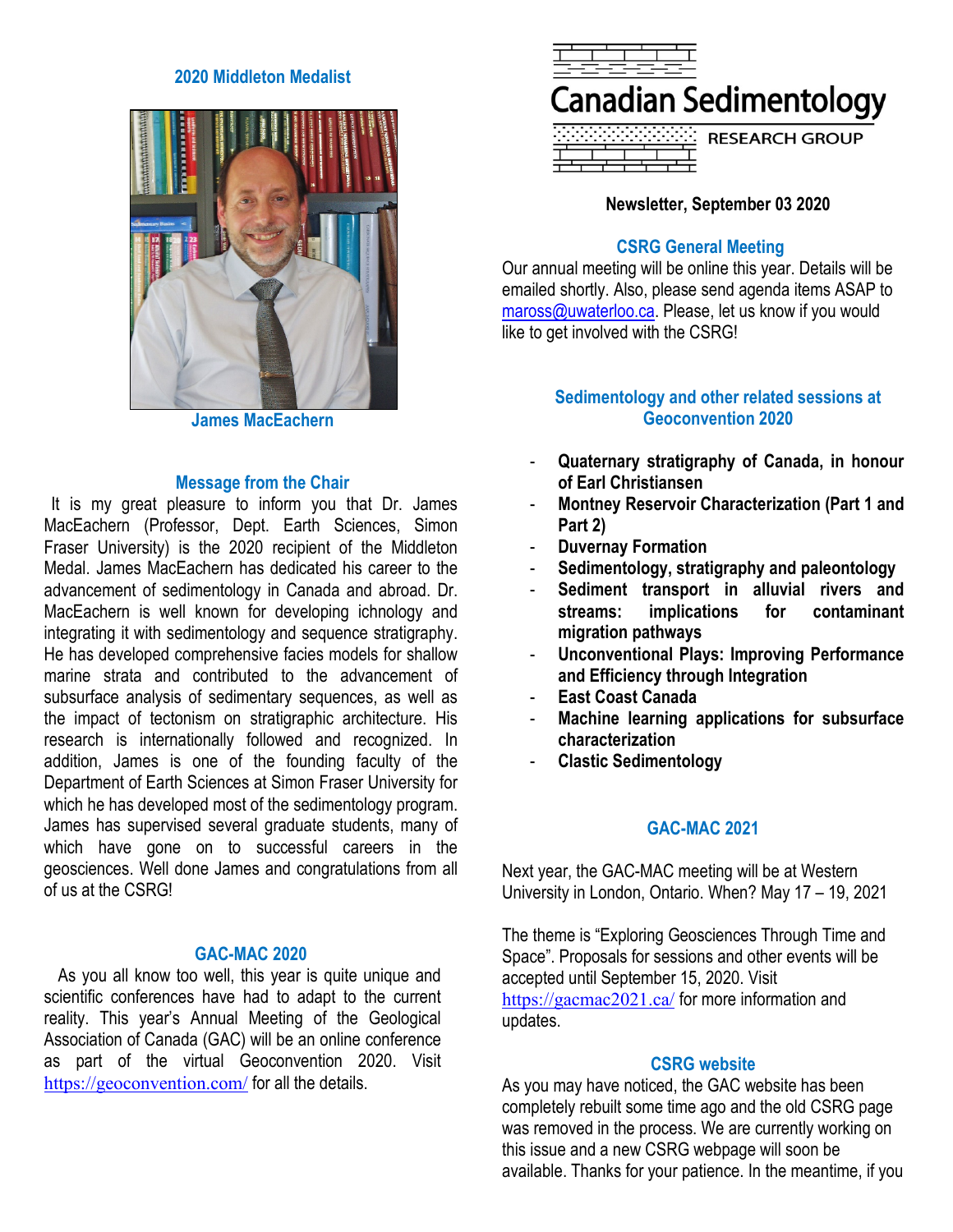# Canadian Sedimentology RESEARCH GROUP

**Newsletter, September 03 2020**

## 2020 Middleton Medalist

James MacEachern

## Message from the Chair

It is my great pleasure to inform you that Dr. James MacEachern (Professor, Dept. Earth Sciences, Simon Fraser University) is the 2020 recipient of the Middleton Medal. James MacEachern has dedicated his career to the advancement of sedimentology in Canada and abroad. Dr. MacEachern is well known for developing ichnology and integrating it with sedimentology and sequence stratigraphy. He has developed comprehensive facies models for shallow marine strata and contributed to the advancement of subsurface analysis of sedimentary sequences, as well as the impact of tectonism on stratigraphic architecture. His research is internationally followed and recognized. In addition, James is one of the founding faculty of the Department of Earth Sciences at Simon Fraser University for which he has developed most of the sedimentology program. James has supervised several graduate students, many of which have gone on to successful careers in the geosciences. Well done James and congratulations from all of us at the CSRG!

## GAC-MAC 2020

As you all know too well, this year is quite unique and scientific conferences have had to adapt to the current reality. This year's Annual Meeting of the Geological Association of Canada (GAC) will be an online conference as part of the virtual Geoconvention 2020. Visit https://geoconvention.com/ for all the details.

## CSRG General Meeting

Our annual meeting will be online this year. Details will be emailed shortly. Also, please send agenda items ASAP to maross@uwaterloo.ca. Please, let us know if you would like to get involved with the CSRG!

## Sedimentology and other related sessions at Geoconvention 2020

- **Quaternary stratigraphy of Canada, in honour of Earl Christiansen**
- **Montney Reservoir Characterization (Part 1 and Part 2)**
- **Duvernay Formation**
- **Sedimentology, stratigraphy and paleontology**
- **Sediment transport in alluvial rivers and streams: implications for contaminant migration pathways**
- **Unconventional Plays: Improving Performance and Efficiency through Integration**
- **East Coast Canada**
- **Machine learning applications for subsurface characterization**
- **Clastic Sedimentology**

## GAC-MAC 2021

Next year, the GAC-MAC meeting will be at Western University in London, Ontario. When? May 17 – 19, 2021

The theme is "Exploring Geosciences Through Time and Space". Proposals for sessions and other events will be accepted until September 15, 2020. Visit https://gacmac2021.ca/ for more information and updates.

## CSRG website

As you may have noticed, the GAC website has been completely rebuilt some time ago and the old CSRG page was removed in the process. We are currently working on this issue and a new CSRG webpage will soon be available. Thanks for your patience. In the meantime, if you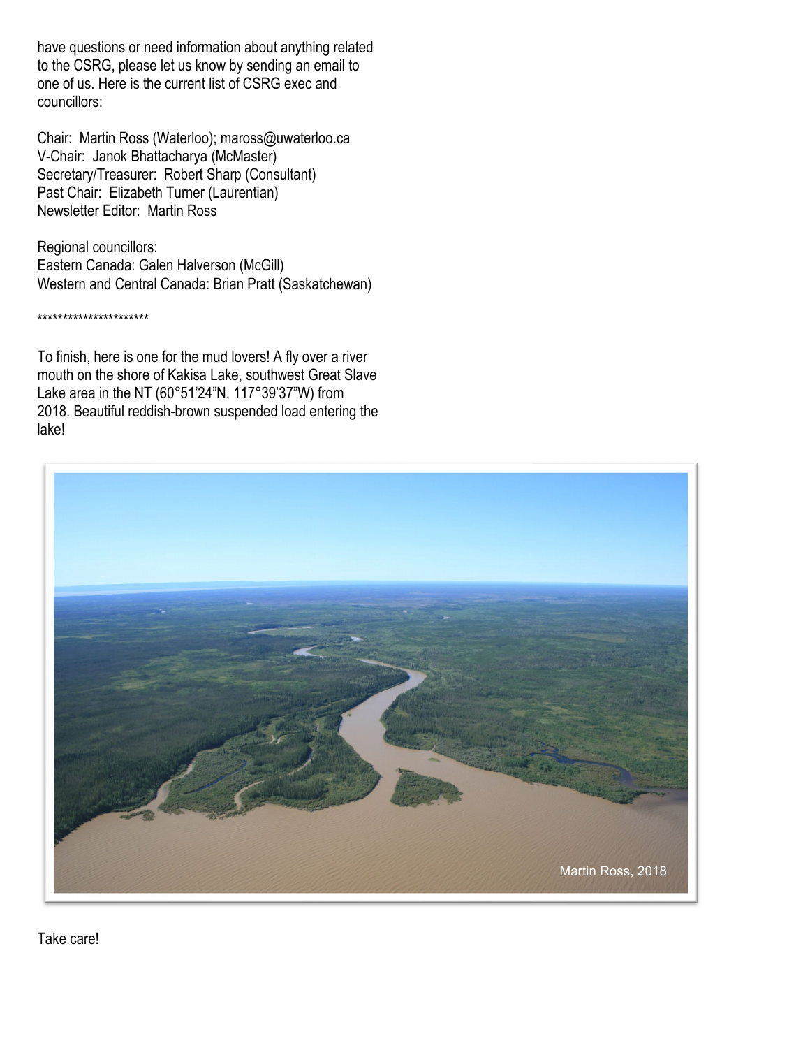have questions or need information about anything related to the CSRG, please let us know by sending an email to one of us. Here is the current list of CSRG exec and councillors:

Chair: Martin Ross (Waterloo); maross@uwaterloo.ca
V-Chair: Janok Bhattacharya (McMaster)
Secretary/Treasurer: Robert Sharp (Consultant)
Past Chair: Elizabeth Turner (Laurentian)
Newsletter Editor: Martin Ross

Regional councillors:
Eastern Canada: Galen Halverson (McGill)
Western and Central Canada: Brian Pratt (Saskatchewan)

**********************

To finish, here is one for the mud lovers! A fly over a river mouth on the shore of Kakisa Lake, southwest Great Slave Lake area in the NT (60°51'24"N, 117°39'37"W) from 2018. Beautiful reddish-brown suspended load entering the lake!

Martin Ross, 2018

Take care!